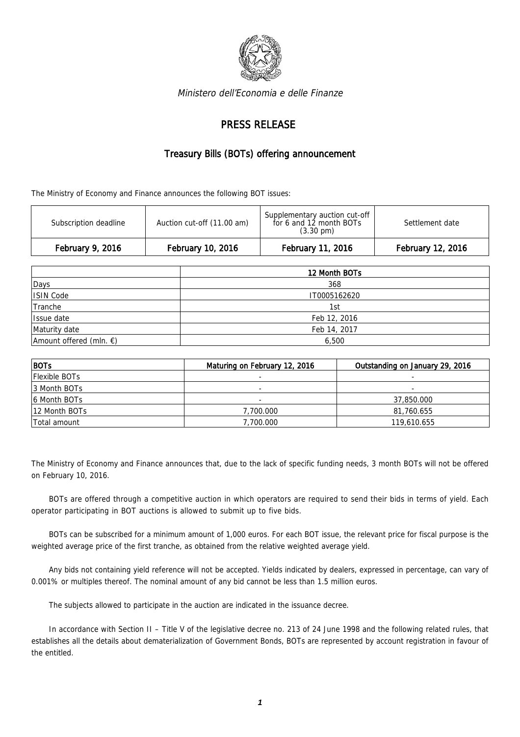*Ministero dell'Economia e delle Finanze*

# PRESS RELEASE

## Treasury Bills (BOTs) offering announcement

The Ministry of Economy and Finance announces the following BOT issues:

| Subscription deadline | Auction cut-off (11.00 am) | Supplementary auction cut-off for 6 and 12 month BOTs (3.30 pm) | Settlement date |
|---|---|---|---|
| **February 9, 2016** | **February 10, 2016** | **February 11, 2016** | **February 12, 2016** |

| | 12 Month BOTs |
|---|---|
| Days | 368 |
| ISIN Code | IT0005162620 |
| Tranche | 1st |
| Issue date | Feb 12, 2016 |
| Maturity date | Feb 14, 2017 |
| Amount offered (mln. €) | 6,500 |

| BOTs | Maturing on February 12, 2016 | Outstanding on January 29, 2016 |
|---|---|---|
| Flexible BOTs | - | - |
| 3 Month BOTs | - | - |
| 6 Month BOTs | - | 37,850.000 |
| 12 Month BOTs | 7,700.000 | 81,760.655 |
| Total amount | 7,700.000 | 119,610.655 |

The Ministry of Economy and Finance announces that, due to the lack of specific funding needs, 3 month BOTs will not be offered on February 10, 2016.

BOTs are offered through a competitive auction in which operators are required to send their bids in terms of yield. Each operator participating in BOT auctions is allowed to submit up to five bids.

BOTs can be subscribed for a minimum amount of 1,000 euros. For each BOT issue, the relevant price for fiscal purpose is the weighted average price of the first tranche, as obtained from the relative weighted average yield.

Any bids not containing yield reference will not be accepted. Yields indicated by dealers, expressed in percentage, can vary of 0.001% or multiples thereof. The nominal amount of any bid cannot be less than 1.5 million euros.

The subjects allowed to participate in the auction are indicated in the issuance decree.

In accordance with Section II – Title V of the legislative decree no. 213 of 24 June 1998 and the following related rules, that establishes all the details about dematerialization of Government Bonds, BOTs are represented by account registration in favour of the entitled.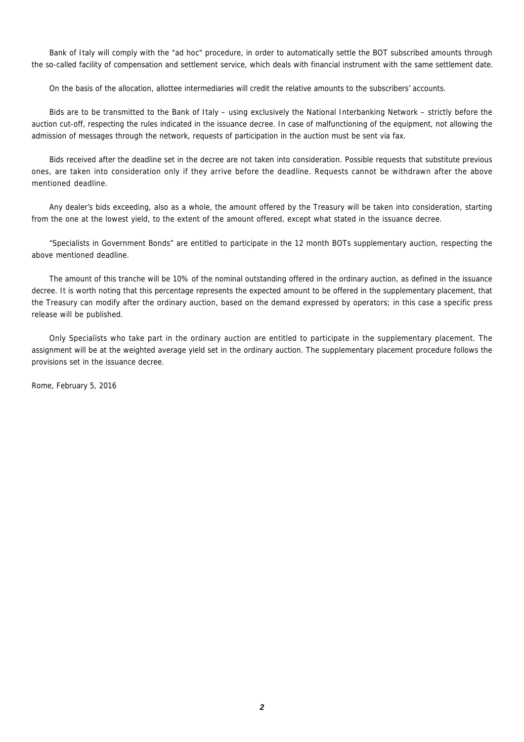Bank of Italy will comply with the "ad hoc" procedure, in order to automatically settle the BOT subscribed amounts through the so-called facility of compensation and settlement service, which deals with financial instrument with the same settlement date.

On the basis of the allocation, allottee intermediaries will credit the relative amounts to the subscribers' accounts.

Bids are to be transmitted to the Bank of Italy – using exclusively the National Interbanking Network – strictly before the auction cut-off, respecting the rules indicated in the issuance decree. In case of malfunctioning of the equipment, not allowing the admission of messages through the network, requests of participation in the auction must be sent via fax.

Bids received after the deadline set in the decree are not taken into consideration. Possible requests that substitute previous ones, are taken into consideration only if they arrive before the deadline. Requests cannot be withdrawn after the above mentioned deadline.

Any dealer's bids exceeding, also as a whole, the amount offered by the Treasury will be taken into consideration, starting from the one at the lowest yield, to the extent of the amount offered, except what stated in the issuance decree.

"Specialists in Government Bonds" are entitled to participate in the 12 month BOTs supplementary auction, respecting the above mentioned deadline.

The amount of this tranche will be 10% of the nominal outstanding offered in the ordinary auction, as defined in the issuance decree. It is worth noting that this percentage represents the expected amount to be offered in the supplementary placement, that the Treasury can modify after the ordinary auction, based on the demand expressed by operators; in this case a specific press release will be published.

Only Specialists who take part in the ordinary auction are entitled to participate in the supplementary placement. The assignment will be at the weighted average yield set in the ordinary auction. The supplementary placement procedure follows the provisions set in the issuance decree.

Rome, February 5, 2016